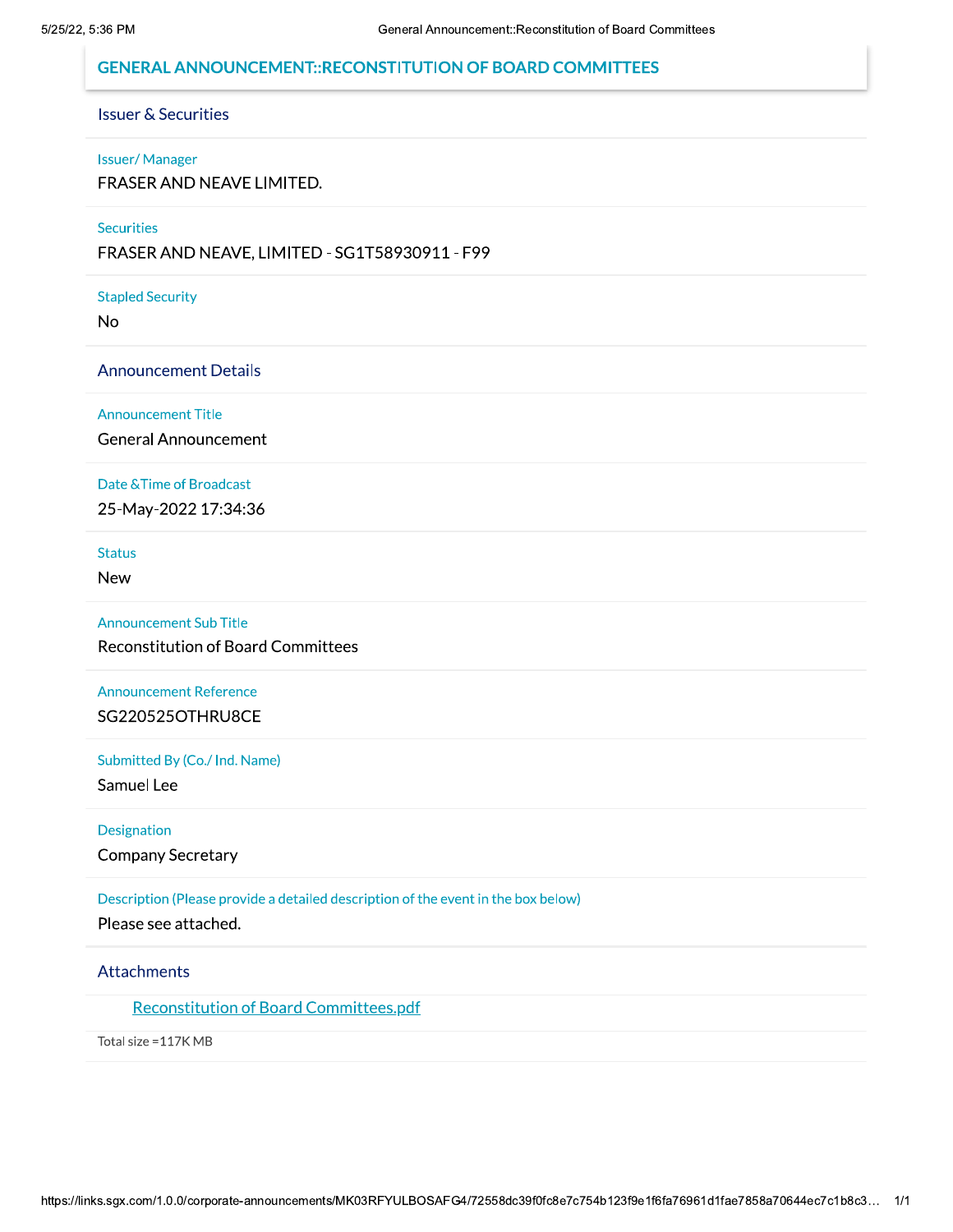# GENERAL ANNOUNCEMENT::RECONSTITUTION OF BOARD COMMITTEES

## Issuer & Securities

**Issuer/ Manager**

FRASER AND NEAVE LIMITED.

**Securities**

FRASER AND NEAVE, LIMITED - SG1T58930911 - F99

**Stapled Security**

No

## Announcement Details

**Announcement Title**

General Announcement

**Date &Time of Broadcast**

25-May-2022 17:34:36

**Status**

New

**Announcement Sub Title**

Reconstitution of Board Committees

**Announcement Reference**

SG220525OTHRU8CE

**Submitted By (Co./ Ind. Name)**

Samuel Lee

**Designation**

Company Secretary

**Description (Please provide a detailed description of the event in the box below)**

Please see attached.

## Attachments

Reconstitution of Board Committees.pdf

Total size =117K MB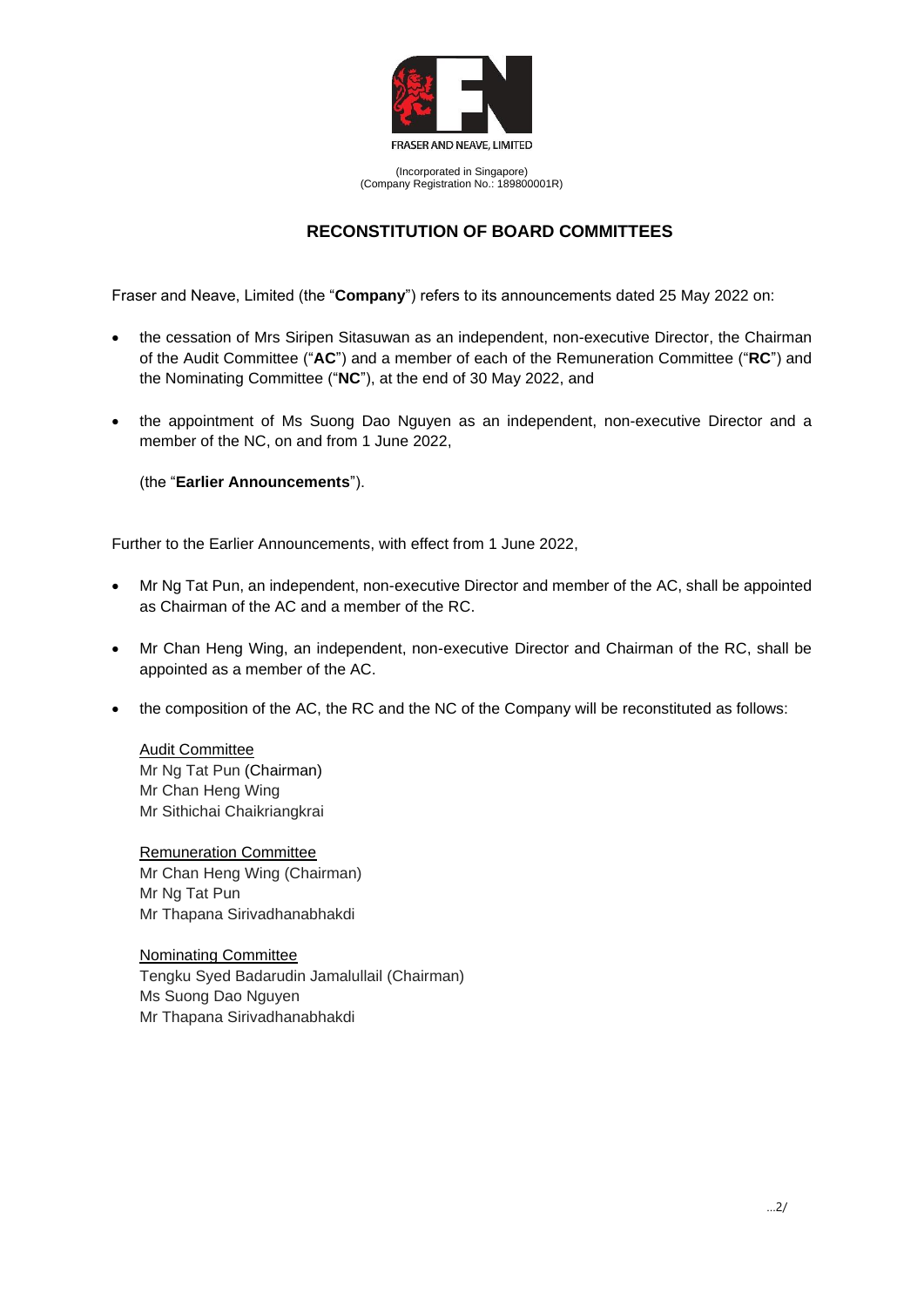FRASER AND NEAVE, LIMITED

(Incorporated in Singapore)
(Company Registration No.: 189800001R)

# RECONSTITUTION OF BOARD COMMITTEES

Fraser and Neave, Limited (the "**Company**") refers to its announcements dated 25 May 2022 on:

- the cessation of Mrs Siripen Sitasuwan as an independent, non-executive Director, the Chairman of the Audit Committee ("**AC**") and a member of each of the Remuneration Committee ("**RC**") and the Nominating Committee ("**NC**"), at the end of 30 May 2022, and

- the appointment of Ms Suong Dao Nguyen as an independent, non-executive Director and a member of the NC, on and from 1 June 2022,

  (the "**Earlier Announcements**").

Further to the Earlier Announcements, with effect from 1 June 2022,

- Mr Ng Tat Pun, an independent, non-executive Director and member of the AC, shall be appointed as Chairman of the AC and a member of the RC.

- Mr Chan Heng Wing, an independent, non-executive Director and Chairman of the RC, shall be appointed as a member of the AC.

- the composition of the AC, the RC and the NC of the Company will be reconstituted as follows:

  <u>Audit Committee</u>
  Mr Ng Tat Pun (Chairman)
  Mr Chan Heng Wing
  Mr Sithichai Chaikriangkrai

  <u>Remuneration Committee</u>
  Mr Chan Heng Wing (Chairman)
  Mr Ng Tat Pun
  Mr Thapana Sirivadhanabhakdi

  <u>Nominating Committee</u>
  Tengku Syed Badarudin Jamalullail (Chairman)
  Ms Suong Dao Nguyen
  Mr Thapana Sirivadhanabhakdi

…2/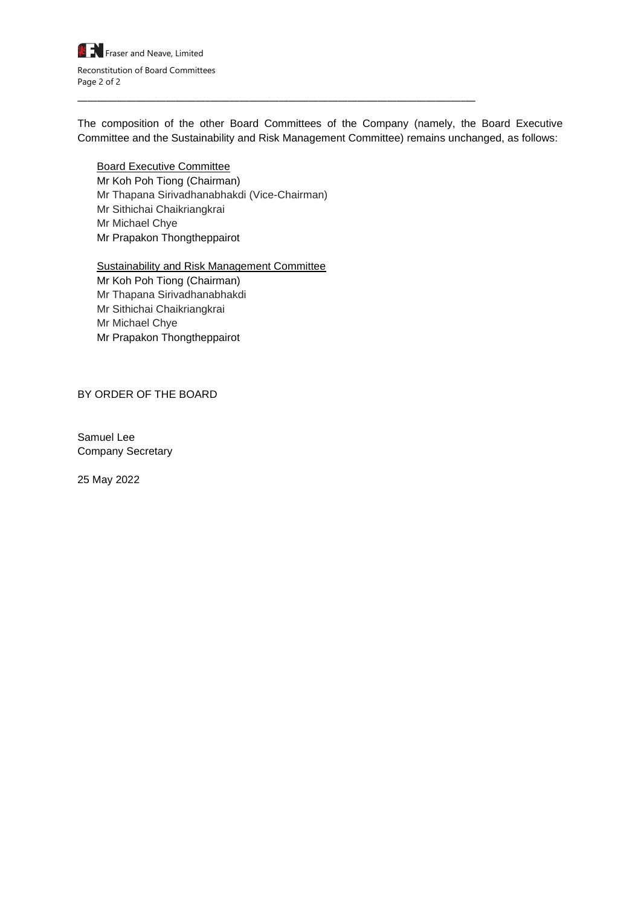The composition of the other Board Committees of the Company (namely, the Board Executive Committee and the Sustainability and Risk Management Committee) remains unchanged, as follows:

Board Executive Committee
Mr Koh Poh Tiong (Chairman)
Mr Thapana Sirivadhanabhakdi (Vice-Chairman)
Mr Sithichai Chaikriangkrai
Mr Michael Chye
Mr Prapakon Thongtheppairot

Sustainability and Risk Management Committee
Mr Koh Poh Tiong (Chairman)
Mr Thapana Sirivadhanabhakdi
Mr Sithichai Chaikriangkrai
Mr Michael Chye
Mr Prapakon Thongtheppairot

BY ORDER OF THE BOARD

Samuel Lee
Company Secretary

25 May 2022